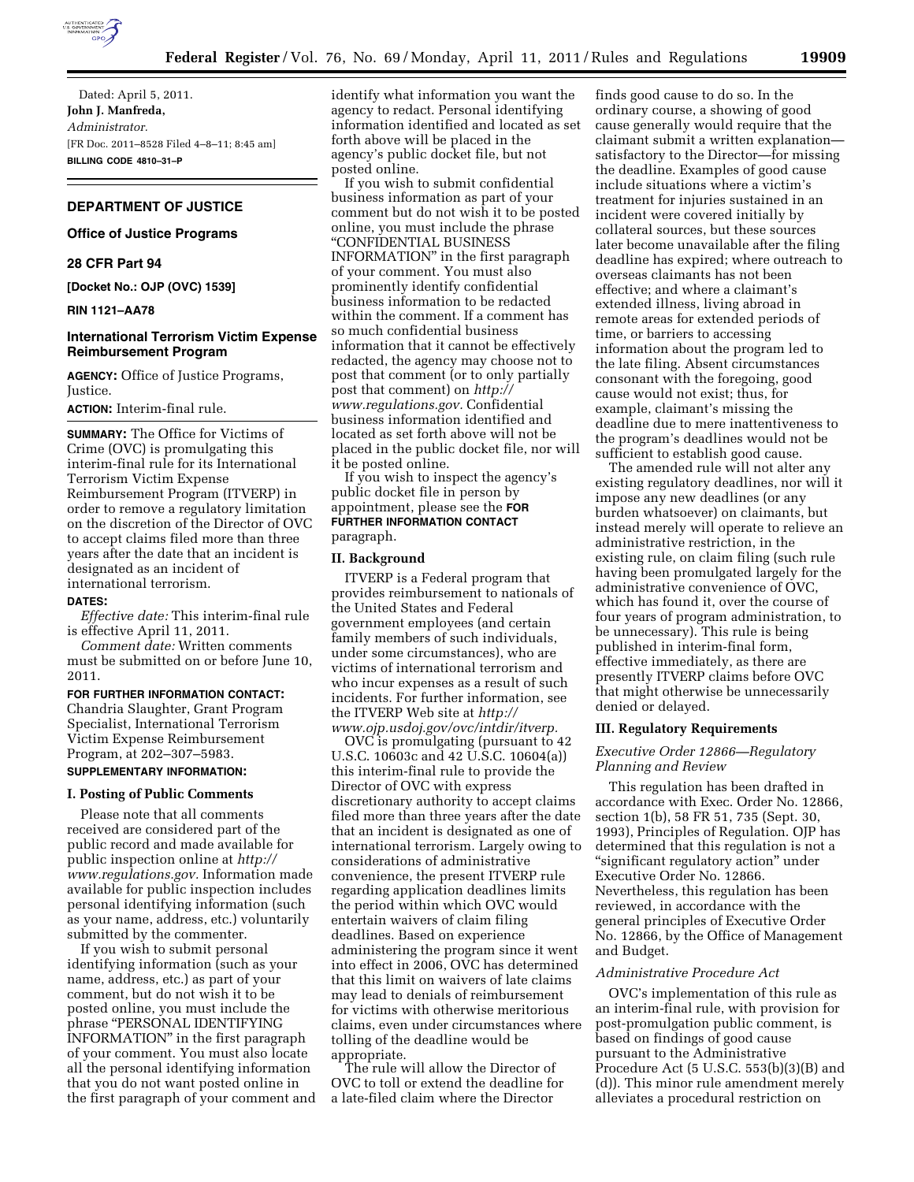Dated: April 5, 2011.

**John J. Manfreda,**

*Administrator.*

[FR Doc. 2011–8528 Filed 4–8–11; 8:45 am]

**BILLING CODE 4810–31–P**

## DEPARTMENT OF JUSTICE

### Office of Justice Programs

### 28 CFR Part 94

**[Docket No.: OJP (OVC) 1539]**

**RIN 1121–AA78**

### International Terrorism Victim Expense Reimbursement Program

**AGENCY:** Office of Justice Programs, Justice.

**ACTION:** Interim-final rule.

**SUMMARY:** The Office for Victims of Crime (OVC) is promulgating this interim-final rule for its International Terrorism Victim Expense Reimbursement Program (ITVERP) in order to remove a regulatory limitation on the discretion of the Director of OVC to accept claims filed more than three years after the date that an incident is designated as an incident of international terrorism.

**DATES:**

*Effective date:* This interim-final rule is effective April 11, 2011.

*Comment date:* Written comments must be submitted on or before June 10, 2011.

**FOR FURTHER INFORMATION CONTACT:** Chandria Slaughter, Grant Program Specialist, International Terrorism Victim Expense Reimbursement Program, at 202–307–5983.

**SUPPLEMENTARY INFORMATION:**

#### I. Posting of Public Comments

Please note that all comments received are considered part of the public record and made available for public inspection online at *http://www.regulations.gov.* Information made available for public inspection includes personal identifying information (such as your name, address, etc.) voluntarily submitted by the commenter.

If you wish to submit personal identifying information (such as your name, address, etc.) as part of your comment, but do not wish it to be posted online, you must include the phrase "PERSONAL IDENTIFYING INFORMATION" in the first paragraph of your comment. You must also locate all the personal identifying information that you do not want posted online in the first paragraph of your comment and identify what information you want the agency to redact. Personal identifying information identified and located as set forth above will be placed in the agency's public docket file, but not posted online.

If you wish to submit confidential business information as part of your comment but do not wish it to be posted online, you must include the phrase "CONFIDENTIAL BUSINESS INFORMATION" in the first paragraph of your comment. You must also prominently identify confidential business information to be redacted within the comment. If a comment has so much confidential business information that it cannot be effectively redacted, the agency may choose not to post that comment (or to only partially post that comment) on *http://www.regulations.gov.* Confidential business information identified and located as set forth above will not be placed in the public docket file, nor will it be posted online.

If you wish to inspect the agency's public docket file in person by appointment, please see the **FOR FURTHER INFORMATION CONTACT** paragraph.

#### II. Background

ITVERP is a Federal program that provides reimbursement to nationals of the United States and Federal government employees (and certain family members of such individuals, under some circumstances), who are victims of international terrorism and who incur expenses as a result of such incidents. For further information, see the ITVERP Web site at *http://www.ojp.usdoj.gov/ovc/intdir/itverp.*

OVC is promulgating (pursuant to 42 U.S.C. 10603c and 42 U.S.C. 10604(a)) this interim-final rule to provide the Director of OVC with express discretionary authority to accept claims filed more than three years after the date that an incident is designated as one of international terrorism. Largely owing to considerations of administrative convenience, the present ITVERP rule regarding application deadlines limits the period within which OVC would entertain waivers of claim filing deadlines. Based on experience administering the program since it went into effect in 2006, OVC has determined that this limit on waivers of late claims may lead to denials of reimbursement for victims with otherwise meritorious claims, even under circumstances where tolling of the deadline would be appropriate.

The rule will allow the Director of OVC to toll or extend the deadline for a late-filed claim where the Director finds good cause to do so. In the ordinary course, a showing of good cause generally would require that the claimant submit a written explanation—satisfactory to the Director—for missing the deadline. Examples of good cause include situations where a victim's treatment for injuries sustained in an incident were covered initially by collateral sources, but these sources later become unavailable after the filing deadline has expired; where outreach to overseas claimants has not been effective; and where a claimant's extended illness, living abroad in remote areas for extended periods of time, or barriers to accessing information about the program led to the late filing. Absent circumstances consonant with the foregoing, good cause would not exist; thus, for example, claimant's missing the deadline due to mere inattentiveness to the program's deadlines would not be sufficient to establish good cause.

The amended rule will not alter any existing regulatory deadlines, nor will it impose any new deadlines (or any burden whatsoever) on claimants, but instead merely will operate to relieve an administrative restriction, in the existing rule, on claim filing (such rule having been promulgated largely for the administrative convenience of OVC, which has found it, over the course of four years of program administration, to be unnecessary). This rule is being published in interim-final form, effective immediately, as there are presently ITVERP claims before OVC that might otherwise be unnecessarily denied or delayed.

#### III. Regulatory Requirements

*Executive Order 12866—Regulatory Planning and Review*

This regulation has been drafted in accordance with Exec. Order No. 12866, section 1(b), 58 FR 51, 735 (Sept. 30, 1993), Principles of Regulation. OJP has determined that this regulation is not a "significant regulatory action" under Executive Order No. 12866. Nevertheless, this regulation has been reviewed, in accordance with the general principles of Executive Order No. 12866, by the Office of Management and Budget.

*Administrative Procedure Act*

OVC's implementation of this rule as an interim-final rule, with provision for post-promulgation public comment, is based on findings of good cause pursuant to the Administrative Procedure Act (5 U.S.C. 553(b)(3)(B) and (d)). This minor rule amendment merely alleviates a procedural restriction on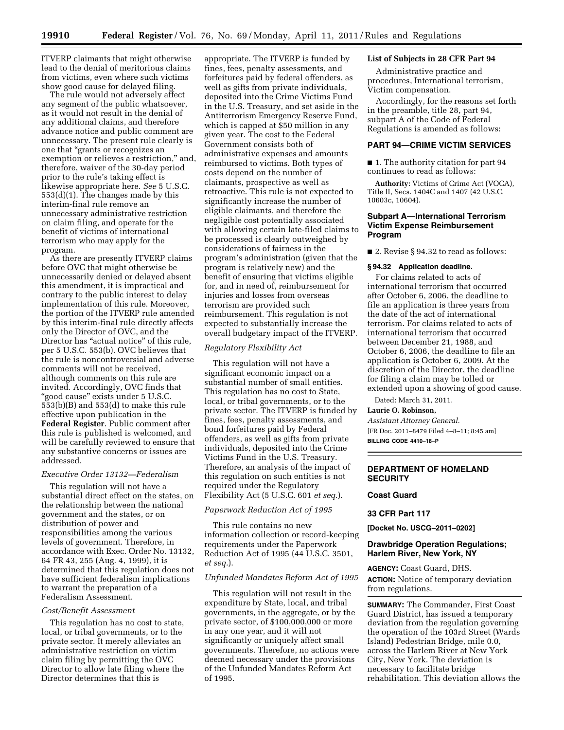ITVERP claimants that might otherwise lead to the denial of meritorious claims from victims, even where such victims show good cause for delayed filing.

The rule would not adversely affect any segment of the public whatsoever, as it would not result in the denial of any additional claims, and therefore advance notice and public comment are unnecessary. The present rule clearly is one that "grants or recognizes an exemption or relieves a restriction," and, therefore, waiver of the 30-day period prior to the rule's taking effect is likewise appropriate here. *See* 5 U.S.C. 553(d)(1). The changes made by this interim-final rule remove an unnecessary administrative restriction on claim filing, and operate for the benefit of victims of international terrorism who may apply for the program.

As there are presently ITVERP claims before OVC that might otherwise be unnecessarily denied or delayed absent this amendment, it is impractical and contrary to the public interest to delay implementation of this rule. Moreover, the portion of the ITVERP rule amended by this interim-final rule directly affects only the Director of OVC, and the Director has "actual notice" of this rule, per 5 U.S.C. 553(b). OVC believes that the rule is noncontroversial and adverse comments will not be received, although comments on this rule are invited. Accordingly, OVC finds that "good cause" exists under 5 U.S.C. 553(b)(B) and 553(d) to make this rule effective upon publication in the **Federal Register**. Public comment after this rule is published is welcomed, and will be carefully reviewed to ensure that any substantive concerns or issues are addressed.

### *Executive Order 13132—Federalism*

This regulation will not have a substantial direct effect on the states, on the relationship between the national government and the states, or on distribution of power and responsibilities among the various levels of government. Therefore, in accordance with Exec. Order No. 13132, 64 FR 43, 255 (Aug. 4, 1999), it is determined that this regulation does not have sufficient federalism implications to warrant the preparation of a Federalism Assessment.

### *Cost/Benefit Assessment*

This regulation has no cost to state, local, or tribal governments, or to the private sector. It merely alleviates an administrative restriction on victim claim filing by permitting the OVC Director to allow late filing where the Director determines that this is appropriate. The ITVERP is funded by fines, fees, penalty assessments, and forfeitures paid by federal offenders, as well as gifts from private individuals, deposited into the Crime Victims Fund in the U.S. Treasury, and set aside in the Antiterrorism Emergency Reserve Fund, which is capped at $50 million in any given year. The cost to the Federal Government consists both of administrative expenses and amounts reimbursed to victims. Both types of costs depend on the number of claimants, prospective as well as retroactive. This rule is not expected to significantly increase the number of eligible claimants, and therefore the negligible cost potentially associated with allowing certain late-filed claims to be processed is clearly outweighed by considerations of fairness in the program's administration (given that the program is relatively new) and the benefit of ensuring that victims eligible for, and in need of, reimbursement for injuries and losses from overseas terrorism are provided such reimbursement. This regulation is not expected to substantially increase the overall budgetary impact of the ITVERP.

### *Regulatory Flexibility Act*

This regulation will not have a significant economic impact on a substantial number of small entities. This regulation has no cost to State, local, or tribal governments, or to the private sector. The ITVERP is funded by fines, fees, penalty assessments, and bond forfeitures paid by Federal offenders, as well as gifts from private individuals, deposited into the Crime Victims Fund in the U.S. Treasury. Therefore, an analysis of the impact of this regulation on such entities is not required under the Regulatory Flexibility Act (5 U.S.C. 601 *et seq.*).

### *Paperwork Reduction Act of 1995*

This rule contains no new information collection or record-keeping requirements under the Paperwork Reduction Act of 1995 (44 U.S.C. 3501, *et seq.*).

### *Unfunded Mandates Reform Act of 1995*

This regulation will not result in the expenditure by State, local, and tribal governments, in the aggregate, or by the private sector, of $100,000,000 or more in any one year, and it will not significantly or uniquely affect small governments. Therefore, no actions were deemed necessary under the provisions of the Unfunded Mandates Reform Act of 1995.

### List of Subjects in 28 CFR Part 94

Administrative practice and procedures, International terrorism, Victim compensation.

Accordingly, for the reasons set forth in the preamble, title 28, part 94, subpart A of the Code of Federal Regulations is amended as follows:

## PART 94—CRIME VICTIM SERVICES

■ 1. The authority citation for part 94 continues to read as follows:

**Authority:** Victims of Crime Act (VOCA), Title II, Secs. 1404C and 1407 (42 U.S.C. 10603c, 10604).

## Subpart A—International Terrorism Victim Expense Reimbursement Program

■ 2. Revise § 94.32 to read as follows:

### § 94.32 Application deadline.

For claims related to acts of international terrorism that occurred after October 6, 2006, the deadline to file an application is three years from the date of the act of international terrorism. For claims related to acts of international terrorism that occurred between December 21, 1988, and October 6, 2006, the deadline to file an application is October 6, 2009. At the discretion of the Director, the deadline for filing a claim may be tolled or extended upon a showing of good cause.

Dated: March 31, 2011.

**Laurie O. Robinson,**

*Assistant Attorney General.*

[FR Doc. 2011–8479 Filed 4–8–11; 8:45 am]

**BILLING CODE 4410–18–P**

---

## DEPARTMENT OF HOMELAND SECURITY

### Coast Guard

### 33 CFR Part 117

**[Docket No. USCG–2011–0202]**

### Drawbridge Operation Regulations; Harlem River, New York, NY

**AGENCY:** Coast Guard, DHS.

**ACTION:** Notice of temporary deviation from regulations.

**SUMMARY:** The Commander, First Coast Guard District, has issued a temporary deviation from the regulation governing the operation of the 103rd Street (Wards Island) Pedestrian Bridge, mile 0.0, across the Harlem River at New York City, New York. The deviation is necessary to facilitate bridge rehabilitation. This deviation allows the